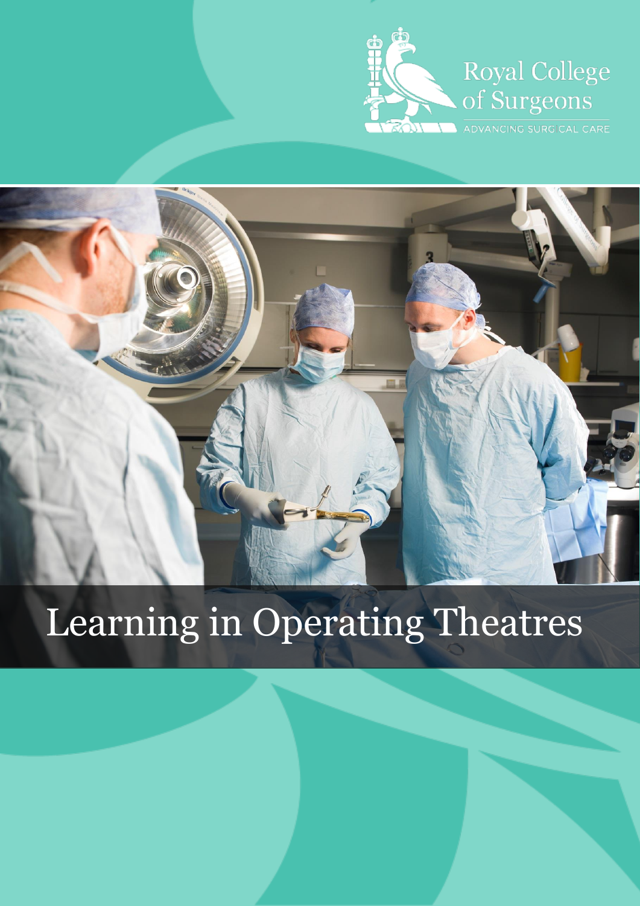Royal College of Surgeons

ADVANCING SURGICAL CARE

# Learning in Operating Theatres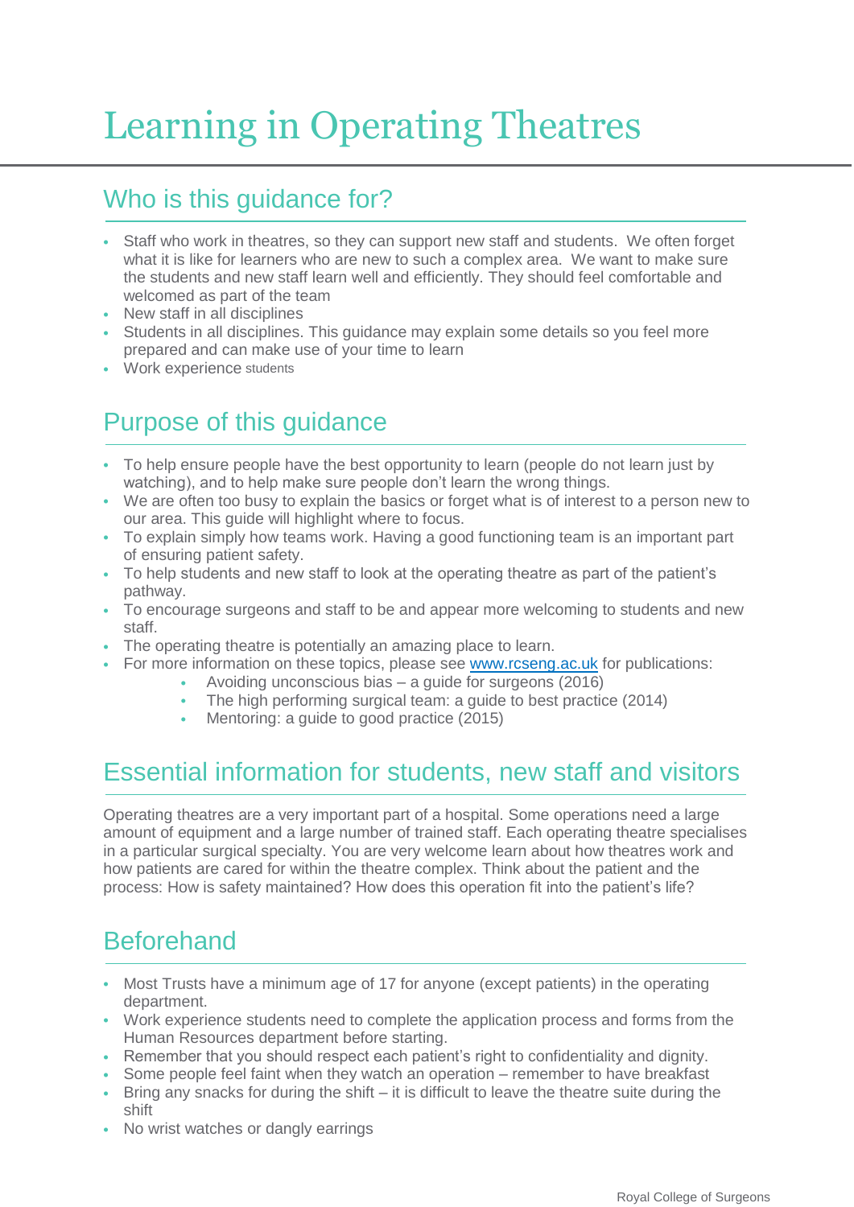# Learning in Operating Theatres

## Who is this guidance for?

- Staff who work in theatres, so they can support new staff and students. We often forget what it is like for learners who are new to such a complex area. We want to make sure the students and new staff learn well and efficiently. They should feel comfortable and welcomed as part of the team
- New staff in all disciplines
- Students in all disciplines. This guidance may explain some details so you feel more prepared and can make use of your time to learn
- Work experience students

## Purpose of this guidance

- To help ensure people have the best opportunity to learn (people do not learn just by watching), and to help make sure people don't learn the wrong things.
- We are often too busy to explain the basics or forget what is of interest to a person new to our area. This guide will highlight where to focus.
- To explain simply how teams work. Having a good functioning team is an important part of ensuring patient safety.
- To help students and new staff to look at the operating theatre as part of the patient's pathway.
- To encourage surgeons and staff to be and appear more welcoming to students and new staff.
- The operating theatre is potentially an amazing place to learn.
- For more information on these topics, please see [www.rcseng.ac.uk](http://www.rcseng.ac.uk) for publications:
    - Avoiding unconscious bias – a guide for surgeons (2016)
    - The high performing surgical team: a guide to best practice (2014)
    - Mentoring: a guide to good practice (2015)

## Essential information for students, new staff and visitors

Operating theatres are a very important part of a hospital. Some operations need a large amount of equipment and a large number of trained staff. Each operating theatre specialises in a particular surgical specialty. You are very welcome learn about how theatres work and how patients are cared for within the theatre complex. Think about the patient and the process: How is safety maintained? How does this operation fit into the patient's life?

## Beforehand

- Most Trusts have a minimum age of 17 for anyone (except patients) in the operating department.
- Work experience students need to complete the application process and forms from the Human Resources department before starting.
- Remember that you should respect each patient's right to confidentiality and dignity.
- Some people feel faint when they watch an operation – remember to have breakfast
- Bring any snacks for during the shift – it is difficult to leave the theatre suite during the shift
- No wrist watches or dangly earrings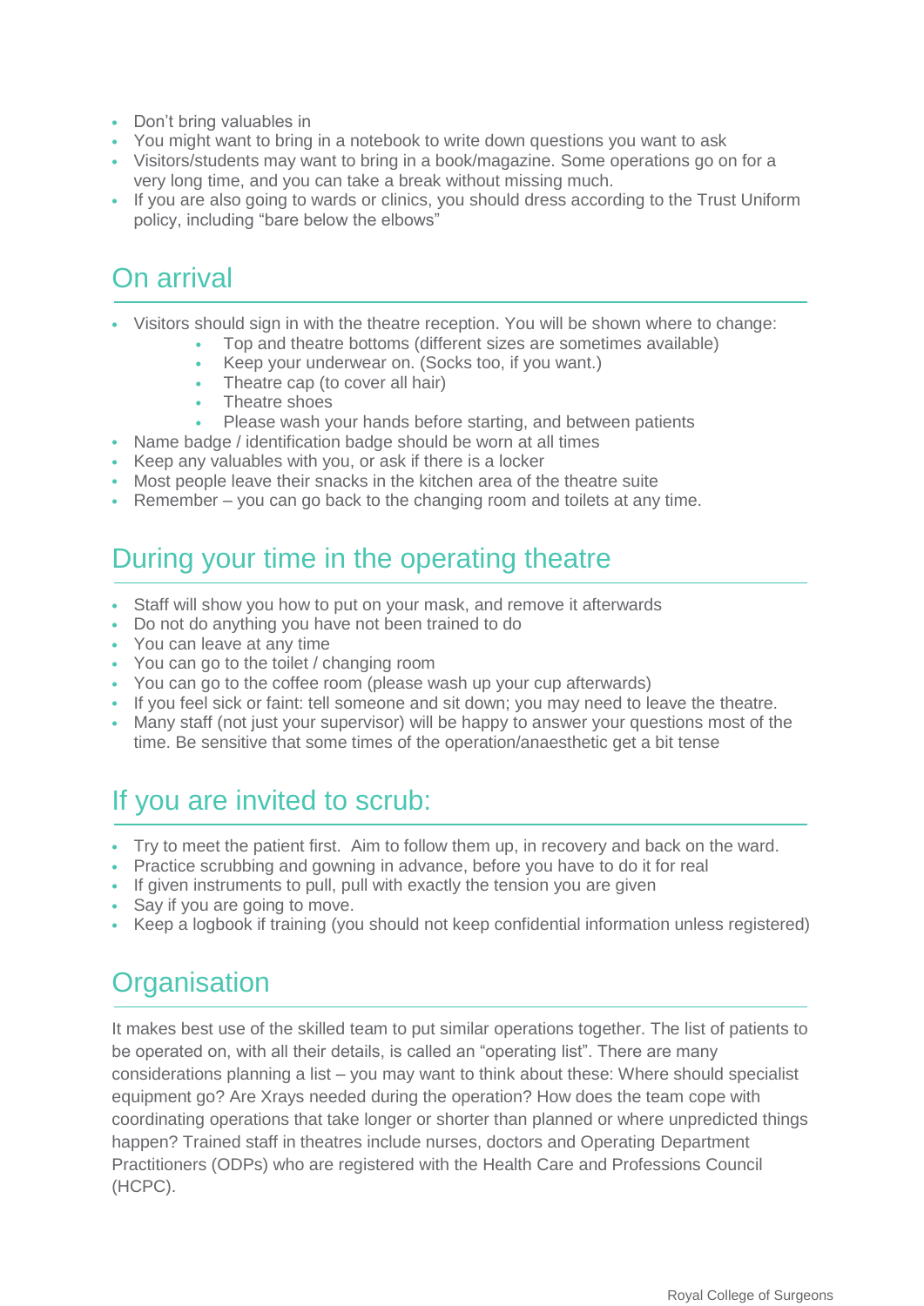- Don't bring valuables in
- You might want to bring in a notebook to write down questions you want to ask
- Visitors/students may want to bring in a book/magazine. Some operations go on for a very long time, and you can take a break without missing much.
- If you are also going to wards or clinics, you should dress according to the Trust Uniform policy, including "bare below the elbows"

## On arrival

- Visitors should sign in with the theatre reception. You will be shown where to change:
    - Top and theatre bottoms (different sizes are sometimes available)
    - Keep your underwear on. (Socks too, if you want.)
    - Theatre cap (to cover all hair)
    - Theatre shoes
    - Please wash your hands before starting, and between patients
- Name badge / identification badge should be worn at all times
- Keep any valuables with you, or ask if there is a locker
- Most people leave their snacks in the kitchen area of the theatre suite
- Remember – you can go back to the changing room and toilets at any time.

## During your time in the operating theatre

- Staff will show you how to put on your mask, and remove it afterwards
- Do not do anything you have not been trained to do
- You can leave at any time
- You can go to the toilet / changing room
- You can go to the coffee room (please wash up your cup afterwards)
- If you feel sick or faint: tell someone and sit down; you may need to leave the theatre.
- Many staff (not just your supervisor) will be happy to answer your questions most of the time. Be sensitive that some times of the operation/anaesthetic get a bit tense

## If you are invited to scrub:

- Try to meet the patient first. Aim to follow them up, in recovery and back on the ward.
- Practice scrubbing and gowning in advance, before you have to do it for real
- If given instruments to pull, pull with exactly the tension you are given
- Say if you are going to move.
- Keep a logbook if training (you should not keep confidential information unless registered)

## Organisation

It makes best use of the skilled team to put similar operations together. The list of patients to be operated on, with all their details, is called an "operating list". There are many considerations planning a list – you may want to think about these: Where should specialist equipment go? Are Xrays needed during the operation? How does the team cope with coordinating operations that take longer or shorter than planned or where unpredicted things happen? Trained staff in theatres include nurses, doctors and Operating Department Practitioners (ODPs) who are registered with the Health Care and Professions Council (HCPC).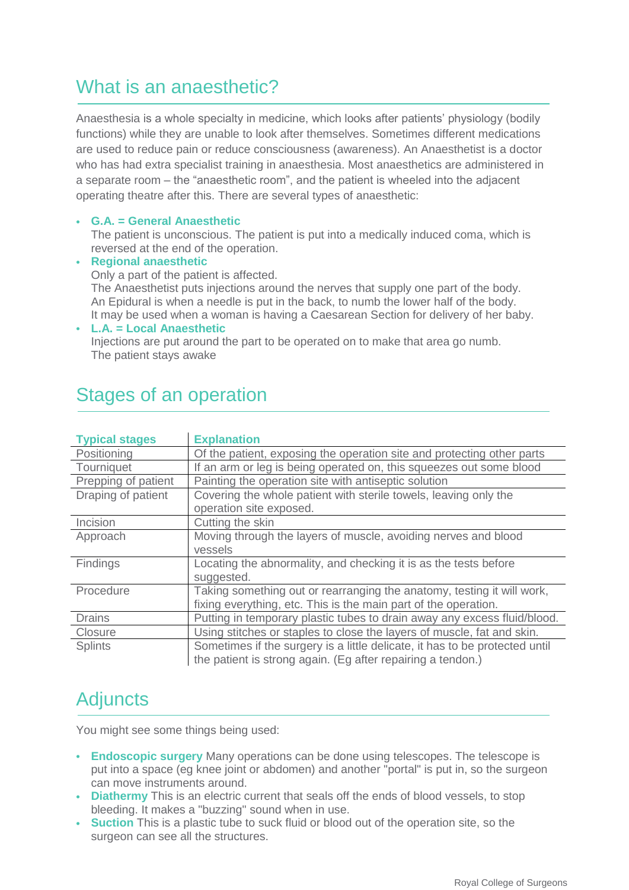## What is an anaesthetic?

Anaesthesia is a whole specialty in medicine, which looks after patients' physiology (bodily functions) while they are unable to look after themselves. Sometimes different medications are used to reduce pain or reduce consciousness (awareness). An Anaesthetist is a doctor who has had extra specialist training in anaesthesia. Most anaesthetics are administered in a separate room – the "anaesthetic room", and the patient is wheeled into the adjacent operating theatre after this. There are several types of anaesthetic:

- **G.A. = General Anaesthetic**
  The patient is unconscious. The patient is put into a medically induced coma, which is reversed at the end of the operation.
- **Regional anaesthetic**
  Only a part of the patient is affected.
  The Anaesthetist puts injections around the nerves that supply one part of the body.
  An Epidural is when a needle is put in the back, to numb the lower half of the body.
  It may be used when a woman is having a Caesarean Section for delivery of her baby.
- **L.A. = Local Anaesthetic**
  Injections are put around the part to be operated on to make that area go numb.
  The patient stays awake

## Stages of an operation

| Typical stages | Explanation |
|---|---|
| Positioning | Of the patient, exposing the operation site and protecting other parts |
| Tourniquet | If an arm or leg is being operated on, this squeezes out some blood |
| Prepping of patient | Painting the operation site with antiseptic solution |
| Draping of patient | Covering the whole patient with sterile towels, leaving only the operation site exposed. |
| Incision | Cutting the skin |
| Approach | Moving through the layers of muscle, avoiding nerves and blood vessels |
| Findings | Locating the abnormality, and checking it is as the tests before suggested. |
| Procedure | Taking something out or rearranging the anatomy, testing it will work, fixing everything, etc. This is the main part of the operation. |
| Drains | Putting in temporary plastic tubes to drain away any excess fluid/blood. |
| Closure | Using stitches or staples to close the layers of muscle, fat and skin. |
| Splints | Sometimes if the surgery is a little delicate, it has to be protected until the patient is strong again. (Eg after repairing a tendon.) |

## Adjuncts

You might see some things being used:

- **Endoscopic surgery** Many operations can be done using telescopes. The telescope is put into a space (eg knee joint or abdomen) and another "portal" is put in, so the surgeon can move instruments around.
- **Diathermy** This is an electric current that seals off the ends of blood vessels, to stop bleeding. It makes a "buzzing" sound when in use.
- **Suction** This is a plastic tube to suck fluid or blood out of the operation site, so the surgeon can see all the structures.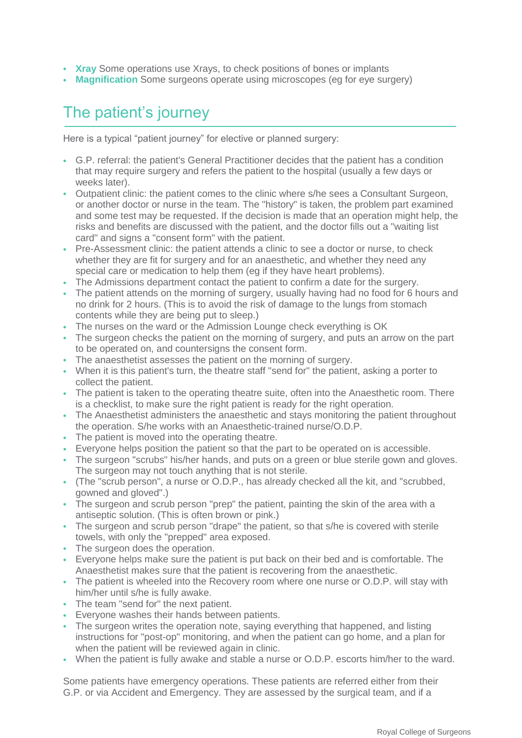- **Xray** Some operations use Xrays, to check positions of bones or implants
- **Magnification** Some surgeons operate using microscopes (eg for eye surgery)

## The patient's journey

Here is a typical "patient journey" for elective or planned surgery:

- G.P. referral: the patient's General Practitioner decides that the patient has a condition that may require surgery and refers the patient to the hospital (usually a few days or weeks later).
- Outpatient clinic: the patient comes to the clinic where s/he sees a Consultant Surgeon, or another doctor or nurse in the team. The "history" is taken, the problem part examined and some test may be requested. If the decision is made that an operation might help, the risks and benefits are discussed with the patient, and the doctor fills out a "waiting list card" and signs a "consent form" with the patient.
- Pre-Assessment clinic: the patient attends a clinic to see a doctor or nurse, to check whether they are fit for surgery and for an anaesthetic, and whether they need any special care or medication to help them (eg if they have heart problems).
- The Admissions department contact the patient to confirm a date for the surgery.
- The patient attends on the morning of surgery, usually having had no food for 6 hours and no drink for 2 hours. (This is to avoid the risk of damage to the lungs from stomach contents while they are being put to sleep.)
- The nurses on the ward or the Admission Lounge check everything is OK
- The surgeon checks the patient on the morning of surgery, and puts an arrow on the part to be operated on, and countersigns the consent form.
- The anaesthetist assesses the patient on the morning of surgery.
- When it is this patient's turn, the theatre staff "send for" the patient, asking a porter to collect the patient.
- The patient is taken to the operating theatre suite, often into the Anaesthetic room. There is a checklist, to make sure the right patient is ready for the right operation.
- The Anaesthetist administers the anaesthetic and stays monitoring the patient throughout the operation. S/he works with an Anaesthetic-trained nurse/O.D.P.
- The patient is moved into the operating theatre.
- Everyone helps position the patient so that the part to be operated on is accessible.
- The surgeon "scrubs" his/her hands, and puts on a green or blue sterile gown and gloves. The surgeon may not touch anything that is not sterile.
- (The "scrub person", a nurse or O.D.P., has already checked all the kit, and "scrubbed, gowned and gloved".)
- The surgeon and scrub person "prep" the patient, painting the skin of the area with a antiseptic solution. (This is often brown or pink.)
- The surgeon and scrub person "drape" the patient, so that s/he is covered with sterile towels, with only the "prepped" area exposed.
- The surgeon does the operation.
- Everyone helps make sure the patient is put back on their bed and is comfortable. The Anaesthetist makes sure that the patient is recovering from the anaesthetic.
- The patient is wheeled into the Recovery room where one nurse or O.D.P. will stay with him/her until s/he is fully awake.
- The team "send for" the next patient.
- Everyone washes their hands between patients.
- The surgeon writes the operation note, saying everything that happened, and listing instructions for "post-op" monitoring, and when the patient can go home, and a plan for when the patient will be reviewed again in clinic.
- When the patient is fully awake and stable a nurse or O.D.P. escorts him/her to the ward.

Some patients have emergency operations. These patients are referred either from their G.P. or via Accident and Emergency. They are assessed by the surgical team, and if a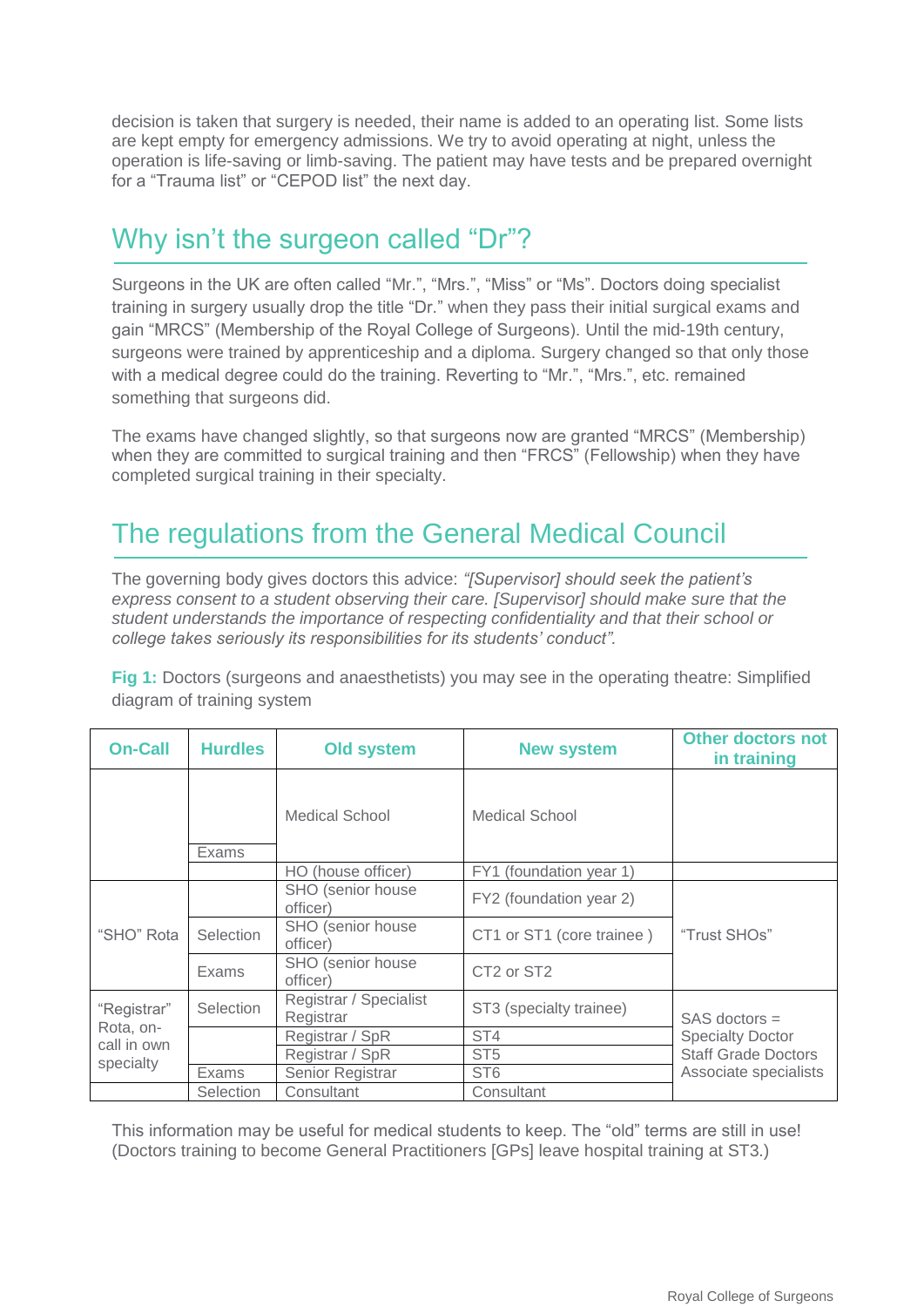decision is taken that surgery is needed, their name is added to an operating list. Some lists are kept empty for emergency admissions. We try to avoid operating at night, unless the operation is life-saving or limb-saving. The patient may have tests and be prepared overnight for a "Trauma list" or "CEPOD list" the next day.

## Why isn't the surgeon called "Dr"?

Surgeons in the UK are often called "Mr.", "Mrs.", "Miss" or "Ms". Doctors doing specialist training in surgery usually drop the title "Dr." when they pass their initial surgical exams and gain "MRCS" (Membership of the Royal College of Surgeons). Until the mid-19th century, surgeons were trained by apprenticeship and a diploma. Surgery changed so that only those with a medical degree could do the training. Reverting to "Mr.", "Mrs.", etc. remained something that surgeons did.

The exams have changed slightly, so that surgeons now are granted "MRCS" (Membership) when they are committed to surgical training and then "FRCS" (Fellowship) when they have completed surgical training in their specialty.

## The regulations from the General Medical Council

The governing body gives doctors this advice: *"[Supervisor] should seek the patient's express consent to a student observing their care. [Supervisor] should make sure that the student understands the importance of respecting confidentiality and that their school or college takes seriously its responsibilities for its students' conduct".*

**Fig 1:** Doctors (surgeons and anaesthetists) you may see in the operating theatre: Simplified diagram of training system

| On-Call | Hurdles | Old system | New system | Other doctors not in training |
|---|---|---|---|---|
| | | Medical School | Medical School | |
| | Exams | | | |
| | | HO (house officer) | FY1 (foundation year 1) | |
| "SHO" Rota | | SHO (senior house officer) | FY2 (foundation year 2) | "Trust SHOs" |
| | Selection | SHO (senior house officer) | CT1 or ST1 (core trainee ) | |
| | Exams | SHO (senior house officer) | CT2 or ST2 | |
| "Registrar" Rota, on-call in own specialty | Selection | Registrar / Specialist Registrar | ST3 (specialty trainee) | SAS doctors = Specialty Doctor Staff Grade Doctors Associate specialists |
| | | Registrar / SpR | ST4 | |
| | | Registrar / SpR | ST5 | |
| | Exams | Senior Registrar | ST6 | |
| | Selection | Consultant | Consultant | |

This information may be useful for medical students to keep. The "old" terms are still in use! (Doctors training to become General Practitioners [GPs] leave hospital training at ST3.)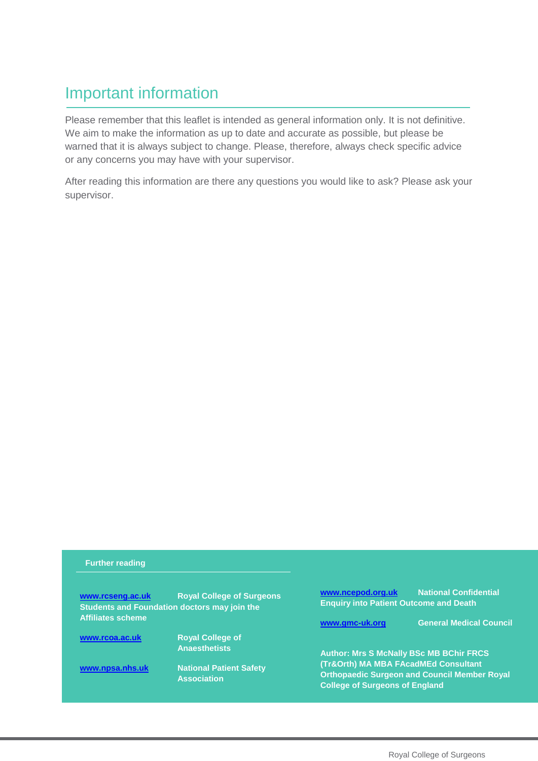## Important information

Please remember that this leaflet is intended as general information only. It is not definitive. We aim to make the information as up to date and accurate as possible, but please be warned that it is always subject to change. Please, therefore, always check specific advice or any concerns you may have with your supervisor.

After reading this information are there any questions you would like to ask? Please ask your supervisor.

**Further reading**

**www.rcseng.ac.uk** **Royal College of Surgeons Students and Foundation doctors may join the Affiliates scheme**

**www.rcoa.ac.uk** **Royal College of Anaesthetists**

**www.npsa.nhs.uk** **National Patient Safety Association**

**www.ncepod.org.uk** **National Confidential Enquiry into Patient Outcome and Death**

**www.gmc-uk.org** **General Medical Council**

**Author: Mrs S McNally BSc MB BChir FRCS (Tr&Orth) MA MBA FAcadMEd Consultant Orthopaedic Surgeon and Council Member Royal College of Surgeons of England**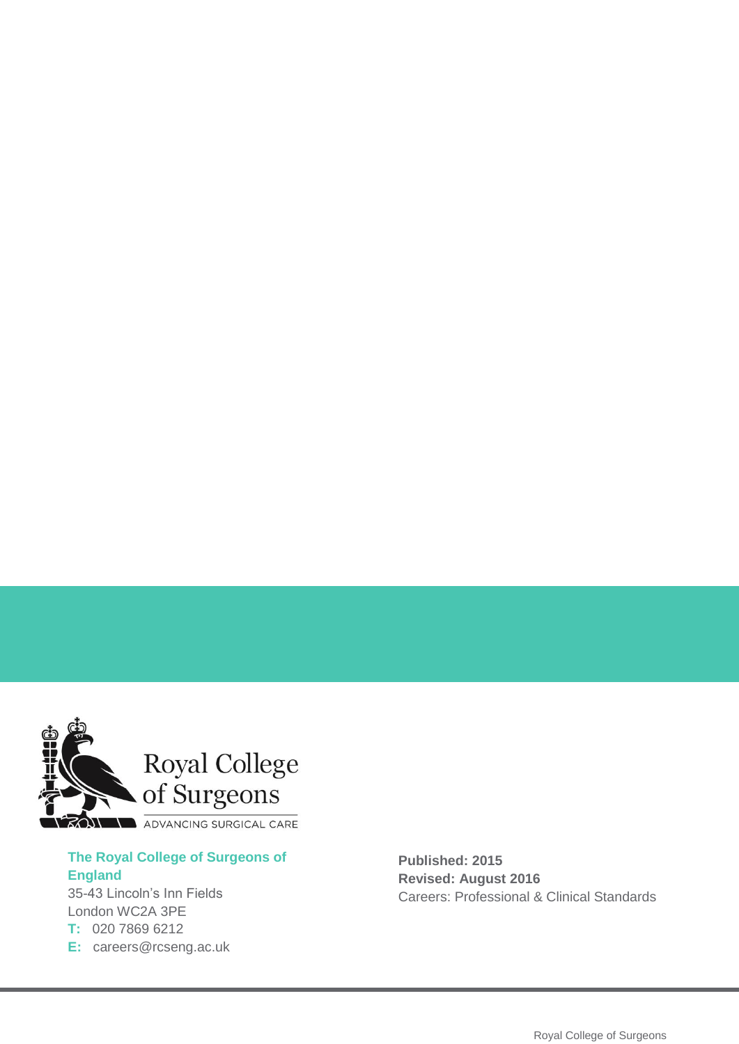Royal College of Surgeons

ADVANCING SURGICAL CARE

**The Royal College of Surgeons of England**
35-43 Lincoln's Inn Fields
London WC2A 3PE
**T:** 020 7869 6212
**E:** careers@rcseng.ac.uk

**Published: 2015**
**Revised: August 2016**
Careers: Professional & Clinical Standards